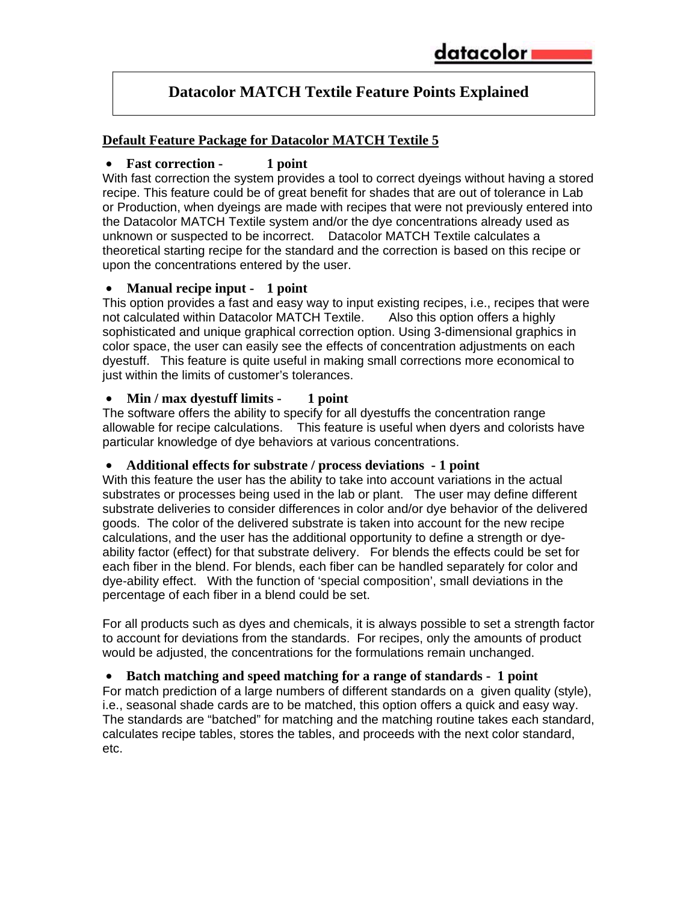# Datacolor MATCH Textile Feature Points Explained

## Default Feature Package for Datacolor MATCH Textile 5

- **Fast correction - 1 point**

With fast correction the system provides a tool to correct dyeings without having a stored recipe. This feature could be of great benefit for shades that are out of tolerance in Lab or Production, when dyeings are made with recipes that were not previously entered into the Datacolor MATCH Textile system and/or the dye concentrations already used as unknown or suspected to be incorrect. Datacolor MATCH Textile calculates a theoretical starting recipe for the standard and the correction is based on this recipe or upon the concentrations entered by the user.

- **Manual recipe input - 1 point**

This option provides a fast and easy way to input existing recipes, i.e., recipes that were not calculated within Datacolor MATCH Textile. Also this option offers a highly sophisticated and unique graphical correction option. Using 3-dimensional graphics in color space, the user can easily see the effects of concentration adjustments on each dyestuff. This feature is quite useful in making small corrections more economical to just within the limits of customer's tolerances.

- **Min / max dyestuff limits - 1 point**

The software offers the ability to specify for all dyestuffs the concentration range allowable for recipe calculations. This feature is useful when dyers and colorists have particular knowledge of dye behaviors at various concentrations.

- **Additional effects for substrate / process deviations - 1 point**

With this feature the user has the ability to take into account variations in the actual substrates or processes being used in the lab or plant. The user may define different substrate deliveries to consider differences in color and/or dye behavior of the delivered goods. The color of the delivered substrate is taken into account for the new recipe calculations, and the user has the additional opportunity to define a strength or dye-ability factor (effect) for that substrate delivery. For blends the effects could be set for each fiber in the blend. For blends, each fiber can be handled separately for color and dye-ability effect. With the function of 'special composition', small deviations in the percentage of each fiber in a blend could be set.

For all products such as dyes and chemicals, it is always possible to set a strength factor to account for deviations from the standards. For recipes, only the amounts of product would be adjusted, the concentrations for the formulations remain unchanged.

- **Batch matching and speed matching for a range of standards - 1 point**

For match prediction of a large numbers of different standards on a given quality (style), i.e., seasonal shade cards are to be matched, this option offers a quick and easy way. The standards are "batched" for matching and the matching routine takes each standard, calculates recipe tables, stores the tables, and proceeds with the next color standard, etc.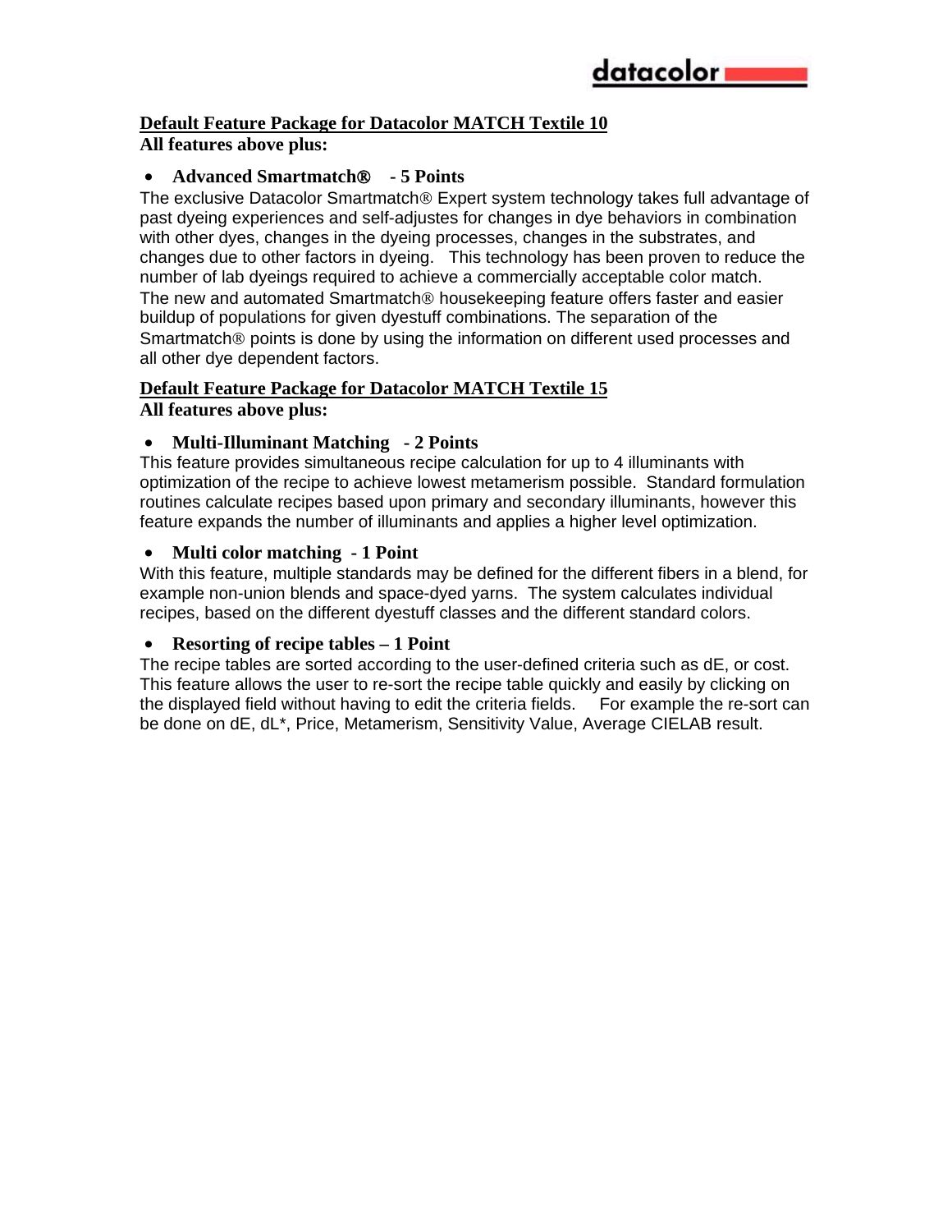## Default Feature Package for Datacolor MATCH Textile 10

**All features above plus:**

- **Advanced Smartmatch® - 5 Points**

The exclusive Datacolor Smartmatch® Expert system technology takes full advantage of past dyeing experiences and self-adjustes for changes in dye behaviors in combination with other dyes, changes in the dyeing processes, changes in the substrates, and changes due to other factors in dyeing. This technology has been proven to reduce the number of lab dyeings required to achieve a commercially acceptable color match. The new and automated Smartmatch® housekeeping feature offers faster and easier buildup of populations for given dyestuff combinations. The separation of the Smartmatch® points is done by using the information on different used processes and all other dye dependent factors.

## Default Feature Package for Datacolor MATCH Textile 15

**All features above plus:**

- **Multi-Illuminant Matching - 2 Points**

This feature provides simultaneous recipe calculation for up to 4 illuminants with optimization of the recipe to achieve lowest metamerism possible. Standard formulation routines calculate recipes based upon primary and secondary illuminants, however this feature expands the number of illuminants and applies a higher level optimization.

- **Multi color matching - 1 Point**

With this feature, multiple standards may be defined for the different fibers in a blend, for example non-union blends and space-dyed yarns. The system calculates individual recipes, based on the different dyestuff classes and the different standard colors.

- **Resorting of recipe tables – 1 Point**

The recipe tables are sorted according to the user-defined criteria such as dE, or cost. This feature allows the user to re-sort the recipe table quickly and easily by clicking on the displayed field without having to edit the criteria fields. For example the re-sort can be done on dE, dL*, Price, Metamerism, Sensitivity Value, Average CIELAB result.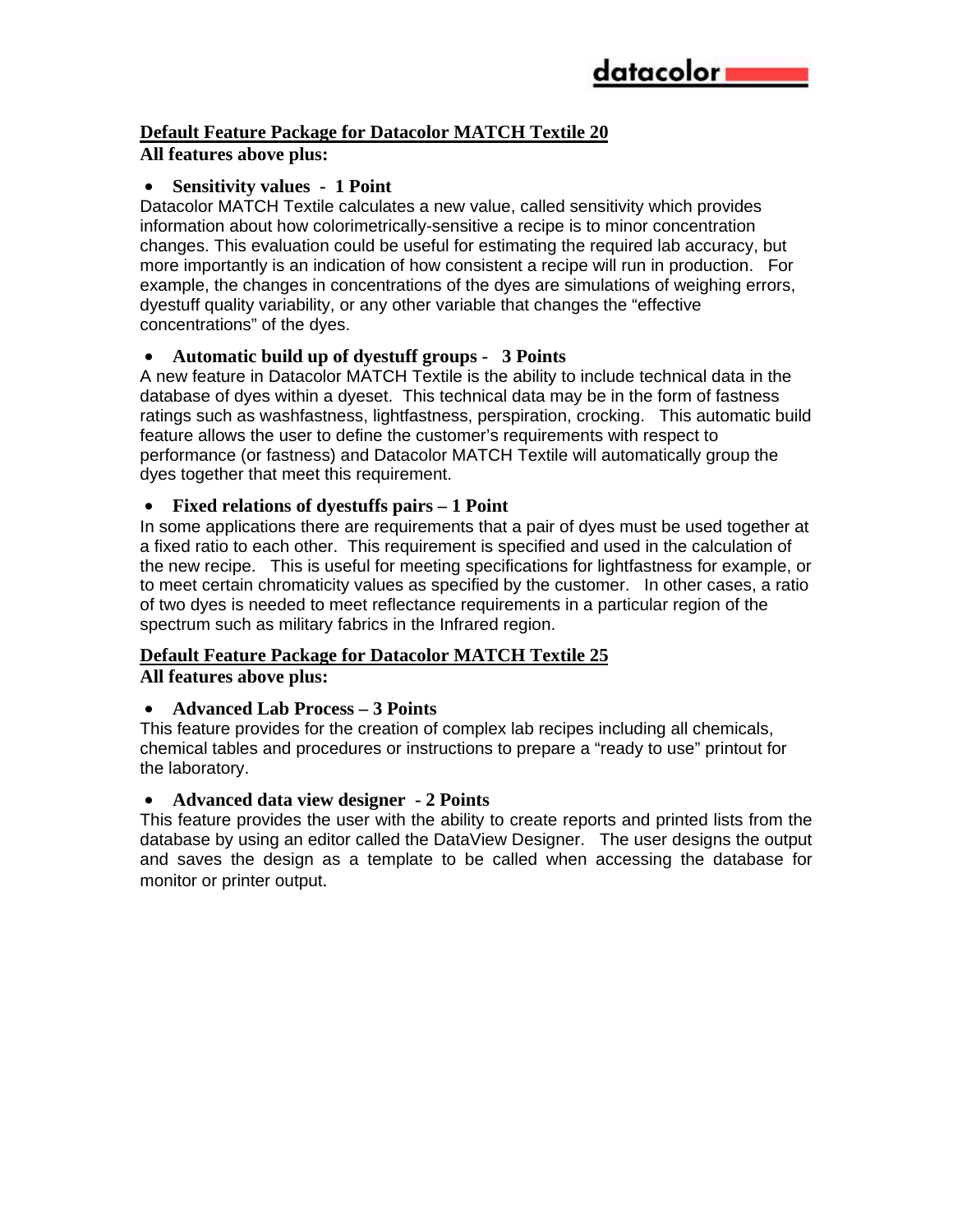## Default Feature Package for Datacolor MATCH Textile 20

**All features above plus:**

- **Sensitivity values - 1 Point**

Datacolor MATCH Textile calculates a new value, called sensitivity which provides information about how colorimetrically-sensitive a recipe is to minor concentration changes. This evaluation could be useful for estimating the required lab accuracy, but more importantly is an indication of how consistent a recipe will run in production. For example, the changes in concentrations of the dyes are simulations of weighing errors, dyestuff quality variability, or any other variable that changes the "effective concentrations" of the dyes.

- **Automatic build up of dyestuff groups - 3 Points**

A new feature in Datacolor MATCH Textile is the ability to include technical data in the database of dyes within a dyeset. This technical data may be in the form of fastness ratings such as washfastness, lightfastness, perspiration, crocking. This automatic build feature allows the user to define the customer's requirements with respect to performance (or fastness) and Datacolor MATCH Textile will automatically group the dyes together that meet this requirement.

- **Fixed relations of dyestuffs pairs – 1 Point**

In some applications there are requirements that a pair of dyes must be used together at a fixed ratio to each other. This requirement is specified and used in the calculation of the new recipe. This is useful for meeting specifications for lightfastness for example, or to meet certain chromaticity values as specified by the customer. In other cases, a ratio of two dyes is needed to meet reflectance requirements in a particular region of the spectrum such as military fabrics in the Infrared region.

## Default Feature Package for Datacolor MATCH Textile 25

**All features above plus:**

- **Advanced Lab Process – 3 Points**

This feature provides for the creation of complex lab recipes including all chemicals, chemical tables and procedures or instructions to prepare a "ready to use" printout for the laboratory.

- **Advanced data view designer - 2 Points**

This feature provides the user with the ability to create reports and printed lists from the database by using an editor called the DataView Designer. The user designs the output and saves the design as a template to be called when accessing the database for monitor or printer output.